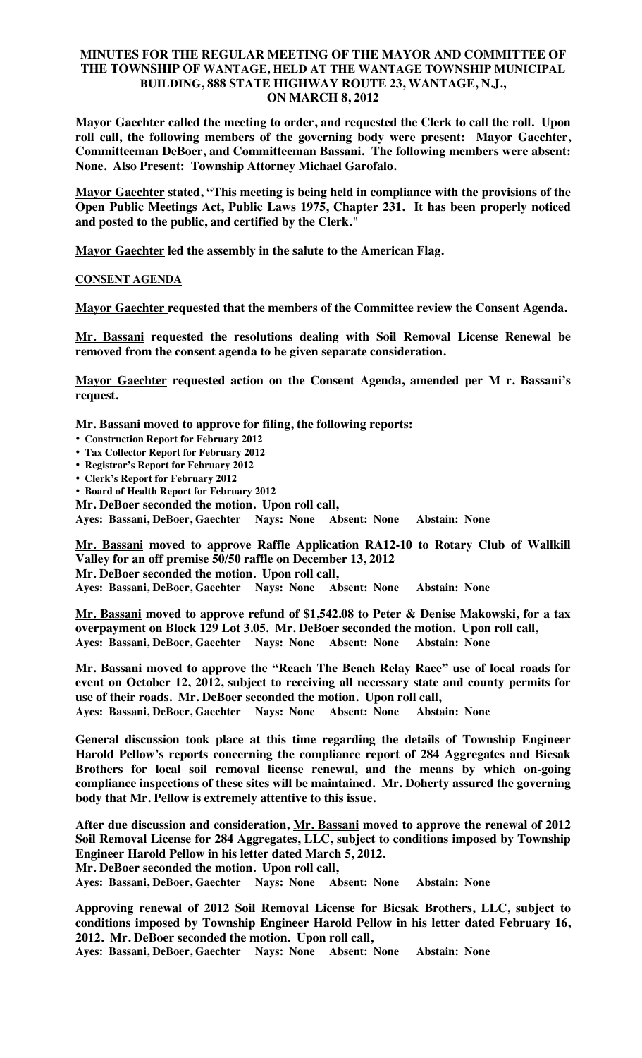**MINUTES FOR THE REGULAR MEETING OF THE MAYOR AND COMMITTEE OF THE TOWNSHIP OF WANTAGE, HELD AT THE WANTAGE TOWNSHIP MUNICIPAL BUILDING, 888 STATE HIGHWAY ROUTE 23, WANTAGE, N.J., ON MARCH 8, 2012**

**Mayor Gaechter called the meeting to order, and requested the Clerk to call the roll. Upon roll call, the following members of the governing body were present: Mayor Gaechter, Committeeman DeBoer, and Committeeman Bassani. The following members were absent: None. Also Present: Township Attorney Michael Garofalo.**

**Mayor Gaechter stated, "This meeting is being held in compliance with the provisions of the Open Public Meetings Act, Public Laws 1975, Chapter 231. It has been properly noticed and posted to the public, and certified by the Clerk."**

**Mayor Gaechter led the assembly in the salute to the American Flag.**

**CONSENT AGENDA**

**Mayor Gaechter requested that the members of the Committee review the Consent Agenda.**

**Mr. Bassani requested the resolutions dealing with Soil Removal License Renewal be removed from the consent agenda to be given separate consideration.**

**Mayor Gaechter requested action on the Consent Agenda, amended per M r. Bassani's request.**

**Mr. Bassani moved to approve for filing, the following reports:**

- **Construction Report for February 2012**
- **Tax Collector Report for February 2012**
- **Registrar's Report for February 2012**
- **Clerk's Report for February 2012**
- **Board of Health Report for February 2012**

**Mr. DeBoer seconded the motion. Upon roll call,**
**Ayes: Bassani, DeBoer, Gaechter Nays: None Absent: None Abstain: None**

**Mr. Bassani moved to approve Raffle Application RA12-10 to Rotary Club of Wallkill Valley for an off premise 50/50 raffle on December 13, 2012**
**Mr. DeBoer seconded the motion. Upon roll call,**
**Ayes: Bassani, DeBoer, Gaechter Nays: None Absent: None Abstain: None**

**Mr. Bassani moved to approve refund of $1,542.08 to Peter & Denise Makowski, for a tax overpayment on Block 129 Lot 3.05. Mr. DeBoer seconded the motion. Upon roll call,**
**Ayes: Bassani, DeBoer, Gaechter Nays: None Absent: None Abstain: None**

**Mr. Bassani moved to approve the "Reach The Beach Relay Race" use of local roads for event on October 12, 2012, subject to receiving all necessary state and county permits for use of their roads. Mr. DeBoer seconded the motion. Upon roll call,**
**Ayes: Bassani, DeBoer, Gaechter Nays: None Absent: None Abstain: None**

**General discussion took place at this time regarding the details of Township Engineer Harold Pellow's reports concerning the compliance report of 284 Aggregates and Bicsak Brothers for local soil removal license renewal, and the means by which on-going compliance inspections of these sites will be maintained. Mr. Doherty assured the governing body that Mr. Pellow is extremely attentive to this issue.**

**After due discussion and consideration, Mr. Bassani moved to approve the renewal of 2012 Soil Removal License for 284 Aggregates, LLC, subject to conditions imposed by Township Engineer Harold Pellow in his letter dated March 5, 2012.**
**Mr. DeBoer seconded the motion. Upon roll call,**
**Ayes: Bassani, DeBoer, Gaechter Nays: None Absent: None Abstain: None**

**Approving renewal of 2012 Soil Removal License for Bicsak Brothers, LLC, subject to conditions imposed by Township Engineer Harold Pellow in his letter dated February 16, 2012. Mr. DeBoer seconded the motion. Upon roll call,**
**Ayes: Bassani, DeBoer, Gaechter Nays: None Absent: None Abstain: None**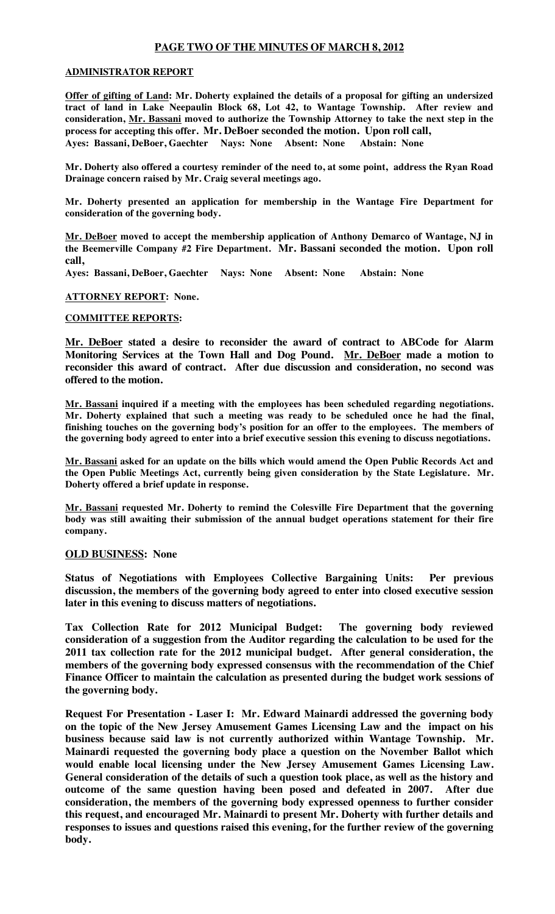## PAGE TWO OF THE MINUTES OF MARCH 8, 2012

**ADMINISTRATOR REPORT**

**Offer of gifting of Land: Mr. Doherty explained the details of a proposal for gifting an undersized tract of land in Lake Neepaulin Block 68, Lot 42, to Wantage Township. After review and consideration, Mr. Bassani moved to authorize the Township Attorney to take the next step in the process for accepting this offer. Mr. DeBoer seconded the motion. Upon roll call,**
**Ayes: Bassani, DeBoer, Gaechter Nays: None Absent: None Abstain: None**

**Mr. Doherty also offered a courtesy reminder of the need to, at some point, address the Ryan Road Drainage concern raised by Mr. Craig several meetings ago.**

**Mr. Doherty presented an application for membership in the Wantage Fire Department for consideration of the governing body.**

**Mr. DeBoer moved to accept the membership application of Anthony Demarco of Wantage, NJ in the Beemerville Company #2 Fire Department. Mr. Bassani seconded the motion. Upon roll call,**
**Ayes: Bassani, DeBoer, Gaechter Nays: None Absent: None Abstain: None**

**ATTORNEY REPORT: None.**

**COMMITTEE REPORTS:**

**Mr. DeBoer stated a desire to reconsider the award of contract to ABCode for Alarm Monitoring Services at the Town Hall and Dog Pound. Mr. DeBoer made a motion to reconsider this award of contract. After due discussion and consideration, no second was offered to the motion.**

**Mr. Bassani inquired if a meeting with the employees has been scheduled regarding negotiations. Mr. Doherty explained that such a meeting was ready to be scheduled once he had the final, finishing touches on the governing body's position for an offer to the employees. The members of the governing body agreed to enter into a brief executive session this evening to discuss negotiations.**

**Mr. Bassani asked for an update on the bills which would amend the Open Public Records Act and the Open Public Meetings Act, currently being given consideration by the State Legislature. Mr. Doherty offered a brief update in response.**

**Mr. Bassani requested Mr. Doherty to remind the Colesville Fire Department that the governing body was still awaiting their submission of the annual budget operations statement for their fire company.**

**OLD BUSINESS: None**

**Status of Negotiations with Employees Collective Bargaining Units: Per previous discussion, the members of the governing body agreed to enter into closed executive session later in this evening to discuss matters of negotiations.**

**Tax Collection Rate for 2012 Municipal Budget: The governing body reviewed consideration of a suggestion from the Auditor regarding the calculation to be used for the 2011 tax collection rate for the 2012 municipal budget. After general consideration, the members of the governing body expressed consensus with the recommendation of the Chief Finance Officer to maintain the calculation as presented during the budget work sessions of the governing body.**

**Request For Presentation - Laser I: Mr. Edward Mainardi addressed the governing body on the topic of the New Jersey Amusement Games Licensing Law and the impact on his business because said law is not currently authorized within Wantage Township. Mr. Mainardi requested the governing body place a question on the November Ballot which would enable local licensing under the New Jersey Amusement Games Licensing Law. General consideration of the details of such a question took place, as well as the history and outcome of the same question having been posed and defeated in 2007. After due consideration, the members of the governing body expressed openness to further consider this request, and encouraged Mr. Mainardi to present Mr. Doherty with further details and responses to issues and questions raised this evening, for the further review of the governing body.**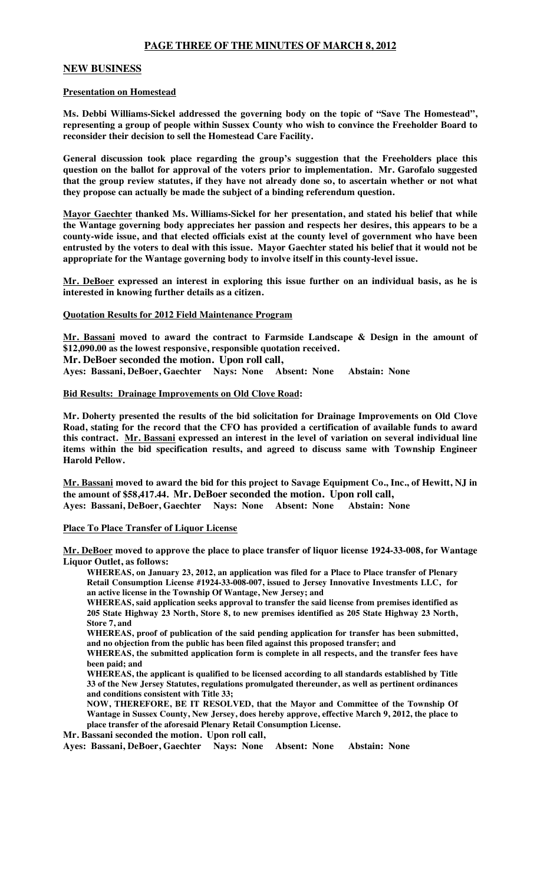## NEW BUSINESS

### Presentation on Homestead

Ms. Debbi Williams-Sickel addressed the governing body on the topic of "Save The Homestead", representing a group of people within Sussex County who wish to convince the Freeholder Board to reconsider their decision to sell the Homestead Care Facility.

General discussion took place regarding the group's suggestion that the Freeholders place this question on the ballot for approval of the voters prior to implementation. Mr. Garofalo suggested that the group review statutes, if they have not already done so, to ascertain whether or not what they propose can actually be made the subject of a binding referendum question.

Mayor Gaechter thanked Ms. Williams-Sickel for her presentation, and stated his belief that while the Wantage governing body appreciates her passion and respects her desires, this appears to be a county-wide issue, and that elected officials exist at the county level of government who have been entrusted by the voters to deal with this issue. Mayor Gaechter stated his belief that it would not be appropriate for the Wantage governing body to involve itself in this county-level issue.

Mr. DeBoer expressed an interest in exploring this issue further on an individual basis, as he is interested in knowing further details as a citizen.

### Quotation Results for 2012 Field Maintenance Program

Mr. Bassani moved to award the contract to Farmside Landscape & Design in the amount of $12,090.00 as the lowest responsive, responsible quotation received.
Mr. DeBoer seconded the motion. Upon roll call,
Ayes: Bassani, DeBoer, Gaechter Nays: None Absent: None Abstain: None

### Bid Results: Drainage Improvements on Old Clove Road:

Mr. Doherty presented the results of the bid solicitation for Drainage Improvements on Old Clove Road, stating for the record that the CFO has provided a certification of available funds to award this contract. Mr. Bassani expressed an interest in the level of variation on several individual line items within the bid specification results, and agreed to discuss same with Township Engineer Harold Pellow.

Mr. Bassani moved to award the bid for this project to Savage Equipment Co., Inc., of Hewitt, NJ in the amount of $58,417.44. Mr. DeBoer seconded the motion. Upon roll call,
Ayes: Bassani, DeBoer, Gaechter Nays: None Absent: None Abstain: None

### Place To Place Transfer of Liquor License

Mr. DeBoer moved to approve the place to place transfer of liquor license 1924-33-008, for Wantage Liquor Outlet, as follows:

WHEREAS, on January 23, 2012, an application was filed for a Place to Place transfer of Plenary Retail Consumption License #1924-33-008-007, issued to Jersey Innovative Investments LLC, for an active license in the Township Of Wantage, New Jersey; and

WHEREAS, said application seeks approval to transfer the said license from premises identified as 205 State Highway 23 North, Store 8, to new premises identified as 205 State Highway 23 North, Store 7, and

WHEREAS, proof of publication of the said pending application for transfer has been submitted, and no objection from the public has been filed against this proposed transfer; and

WHEREAS, the submitted application form is complete in all respects, and the transfer fees have been paid; and

WHEREAS, the applicant is qualified to be licensed according to all standards established by Title 33 of the New Jersey Statutes, regulations promulgated thereunder, as well as pertinent ordinances and conditions consistent with Title 33;

NOW, THEREFORE, BE IT RESOLVED, that the Mayor and Committee of the Township Of Wantage in Sussex County, New Jersey, does hereby approve, effective March 9, 2012, the place to place transfer of the aforesaid Plenary Retail Consumption License.

Mr. Bassani seconded the motion. Upon roll call,
Ayes: Bassani, DeBoer, Gaechter Nays: None Absent: None Abstain: None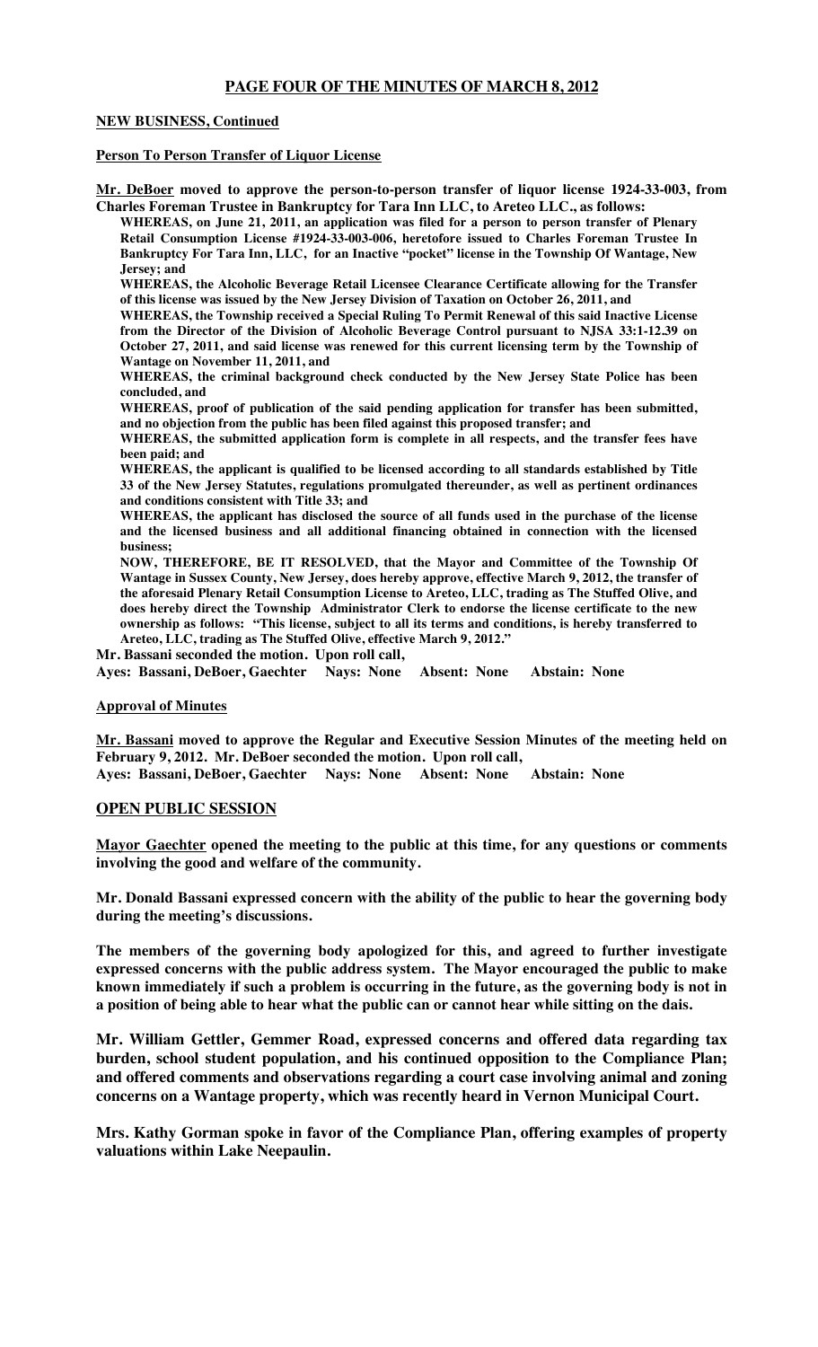**NEW BUSINESS, Continued**

**Person To Person Transfer of Liquor License**

**Mr. DeBoer moved to approve the person-to-person transfer of liquor license 1924-33-003, from Charles Foreman Trustee in Bankruptcy for Tara Inn LLC, to Areteo LLC., as follows:**

**WHEREAS, on June 21, 2011, an application was filed for a person to person transfer of Plenary Retail Consumption License #1924-33-003-006, heretofore issued to Charles Foreman Trustee In Bankruptcy For Tara Inn, LLC, for an Inactive "pocket" license in the Township Of Wantage, New Jersey; and**

**WHEREAS, the Alcoholic Beverage Retail Licensee Clearance Certificate allowing for the Transfer of this license was issued by the New Jersey Division of Taxation on October 26, 2011, and**

**WHEREAS, the Township received a Special Ruling To Permit Renewal of this said Inactive License from the Director of the Division of Alcoholic Beverage Control pursuant to NJSA 33:1-12.39 on October 27, 2011, and said license was renewed for this current licensing term by the Township of Wantage on November 11, 2011, and**

**WHEREAS, the criminal background check conducted by the New Jersey State Police has been concluded, and**

**WHEREAS, proof of publication of the said pending application for transfer has been submitted, and no objection from the public has been filed against this proposed transfer; and**

**WHEREAS, the submitted application form is complete in all respects, and the transfer fees have been paid; and**

**WHEREAS, the applicant is qualified to be licensed according to all standards established by Title 33 of the New Jersey Statutes, regulations promulgated thereunder, as well as pertinent ordinances and conditions consistent with Title 33; and**

**WHEREAS, the applicant has disclosed the source of all funds used in the purchase of the license and the licensed business and all additional financing obtained in connection with the licensed business;**

**NOW, THEREFORE, BE IT RESOLVED, that the Mayor and Committee of the Township Of Wantage in Sussex County, New Jersey, does hereby approve, effective March 9, 2012, the transfer of the aforesaid Plenary Retail Consumption License to Areteo, LLC, trading as The Stuffed Olive, and does hereby direct the Township Administrator Clerk to endorse the license certificate to the new ownership as follows: "This license, subject to all its terms and conditions, is hereby transferred to Areteo, LLC, trading as The Stuffed Olive, effective March 9, 2012."**

**Mr. Bassani seconded the motion. Upon roll call,**
**Ayes: Bassani, DeBoer, Gaechter Nays: None Absent: None Abstain: None**

**Approval of Minutes**

**Mr. Bassani moved to approve the Regular and Executive Session Minutes of the meeting held on February 9, 2012. Mr. DeBoer seconded the motion. Upon roll call,**
**Ayes: Bassani, DeBoer, Gaechter Nays: None Absent: None Abstain: None**

**OPEN PUBLIC SESSION**

**Mayor Gaechter opened the meeting to the public at this time, for any questions or comments involving the good and welfare of the community.**

**Mr. Donald Bassani expressed concern with the ability of the public to hear the governing body during the meeting's discussions.**

**The members of the governing body apologized for this, and agreed to further investigate expressed concerns with the public address system. The Mayor encouraged the public to make known immediately if such a problem is occurring in the future, as the governing body is not in a position of being able to hear what the public can or cannot hear while sitting on the dais.**

**Mr. William Gettler, Gemmer Road, expressed concerns and offered data regarding tax burden, school student population, and his continued opposition to the Compliance Plan; and offered comments and observations regarding a court case involving animal and zoning concerns on a Wantage property, which was recently heard in Vernon Municipal Court.**

**Mrs. Kathy Gorman spoke in favor of the Compliance Plan, offering examples of property valuations within Lake Neepaulin.**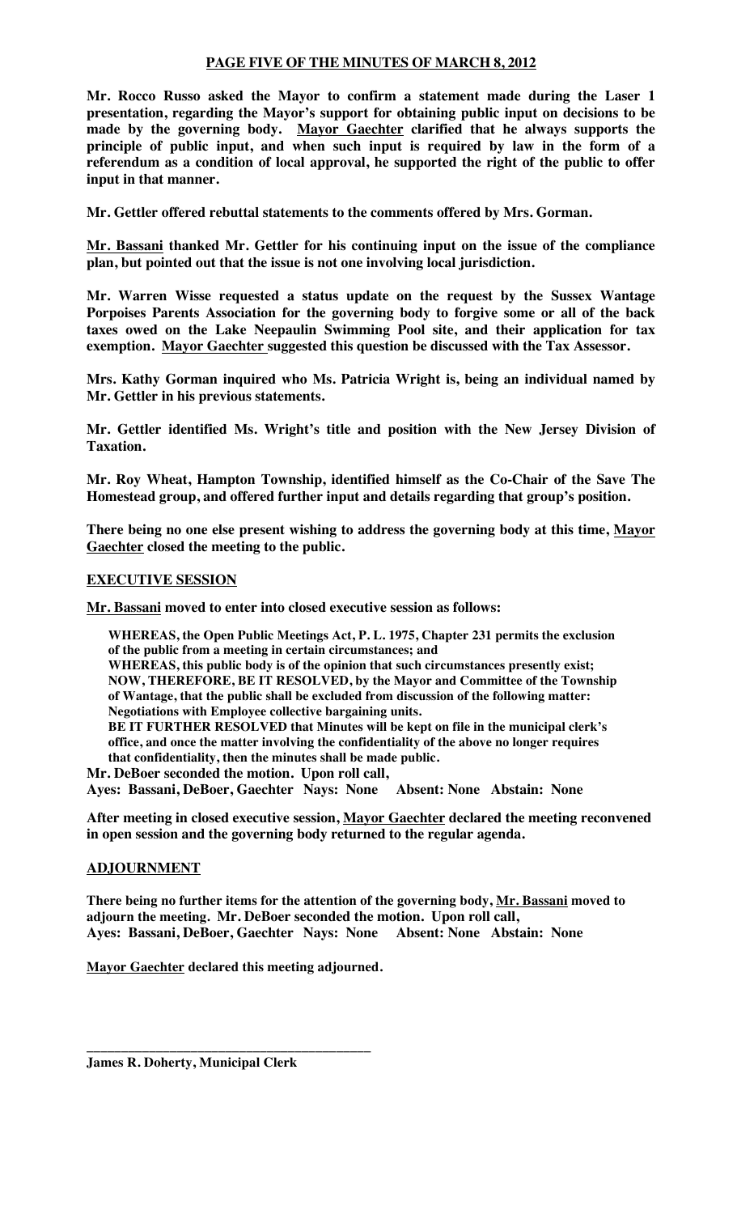**PAGE FIVE OF THE MINUTES OF MARCH 8, 2012**

**Mr. Rocco Russo asked the Mayor to confirm a statement made during the Laser 1 presentation, regarding the Mayor's support for obtaining public input on decisions to be made by the governing body. Mayor Gaechter clarified that he always supports the principle of public input, and when such input is required by law in the form of a referendum as a condition of local approval, he supported the right of the public to offer input in that manner.**

**Mr. Gettler offered rebuttal statements to the comments offered by Mrs. Gorman.**

**Mr. Bassani thanked Mr. Gettler for his continuing input on the issue of the compliance plan, but pointed out that the issue is not one involving local jurisdiction.**

**Mr. Warren Wisse requested a status update on the request by the Sussex Wantage Porpoises Parents Association for the governing body to forgive some or all of the back taxes owed on the Lake Neepaulin Swimming Pool site, and their application for tax exemption. Mayor Gaechter suggested this question be discussed with the Tax Assessor.**

**Mrs. Kathy Gorman inquired who Ms. Patricia Wright is, being an individual named by Mr. Gettler in his previous statements.**

**Mr. Gettler identified Ms. Wright's title and position with the New Jersey Division of Taxation.**

**Mr. Roy Wheat, Hampton Township, identified himself as the Co-Chair of the Save The Homestead group, and offered further input and details regarding that group's position.**

**There being no one else present wishing to address the governing body at this time, Mayor Gaechter closed the meeting to the public.**

## EXECUTIVE SESSION

**Mr. Bassani moved to enter into closed executive session as follows:**

> **WHEREAS, the Open Public Meetings Act, P. L. 1975, Chapter 231 permits the exclusion of the public from a meeting in certain circumstances; and**
> **WHEREAS, this public body is of the opinion that such circumstances presently exist;**
> **NOW, THEREFORE, BE IT RESOLVED, by the Mayor and Committee of the Township of Wantage, that the public shall be excluded from discussion of the following matter: Negotiations with Employee collective bargaining units.**
> **BE IT FURTHER RESOLVED that Minutes will be kept on file in the municipal clerk's office, and once the matter involving the confidentiality of the above no longer requires that confidentiality, then the minutes shall be made public.**

**Mr. DeBoer seconded the motion. Upon roll call,**
**Ayes: Bassani, DeBoer, Gaechter Nays: None Absent: None Abstain: None**

**After meeting in closed executive session, Mayor Gaechter declared the meeting reconvened in open session and the governing body returned to the regular agenda.**

## ADJOURNMENT

**There being no further items for the attention of the governing body, Mr. Bassani moved to adjourn the meeting. Mr. DeBoer seconded the motion. Upon roll call,**
**Ayes: Bassani, DeBoer, Gaechter Nays: None Absent: None Abstain: None**

**Mayor Gaechter declared this meeting adjourned.**

\_\_\_\_\_\_\_\_\_\_\_\_\_\_\_\_\_\_\_\_\_\_\_\_\_\_\_\_\_\_\_\_\_\_\_\_\_\_\_\_
**James R. Doherty, Municipal Clerk**